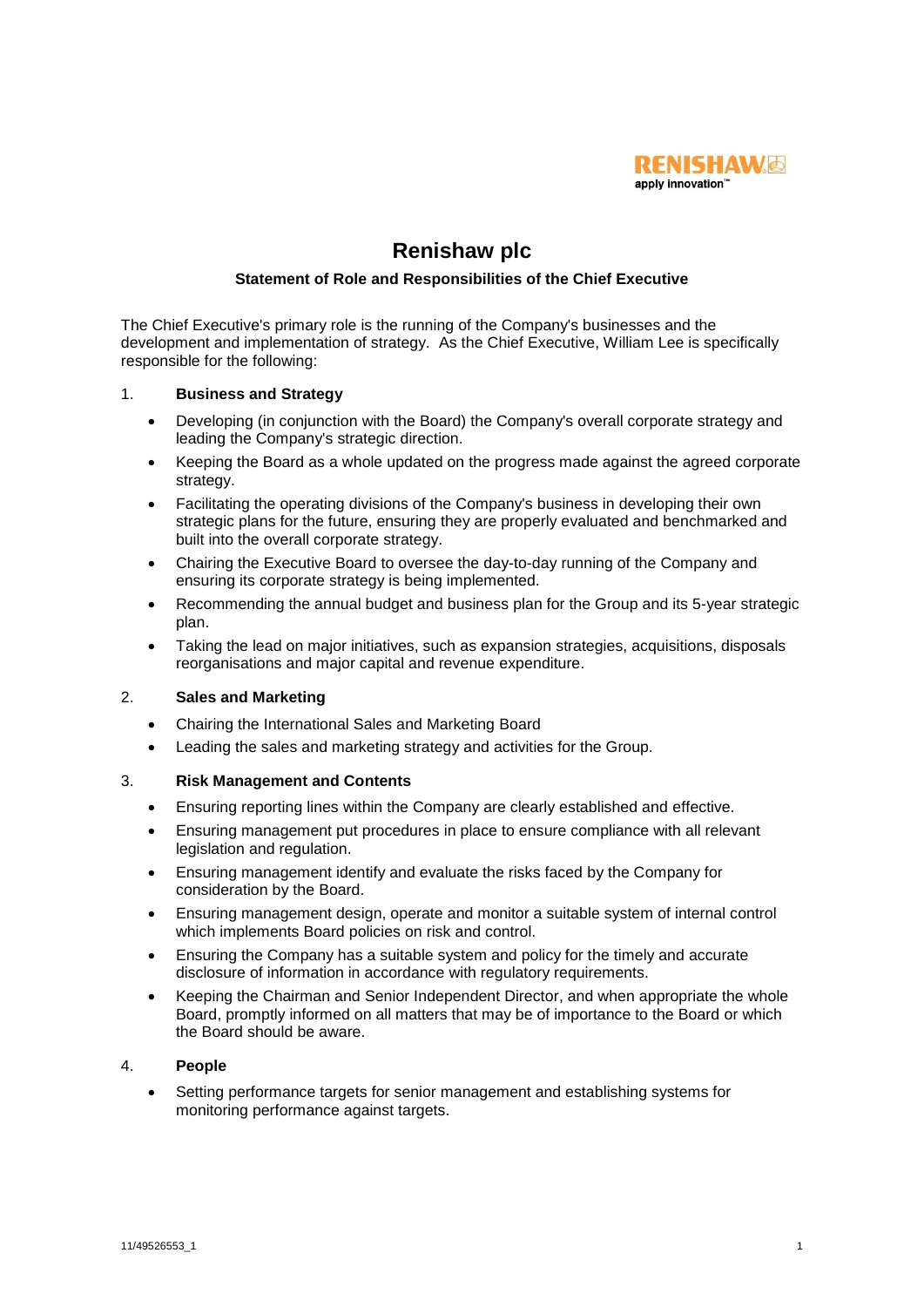RENISHAW
apply innovation™

# Renishaw plc

### Statement of Role and Responsibilities of the Chief Executive

The Chief Executive's primary role is the running of the Company's businesses and the development and implementation of strategy. As the Chief Executive, William Lee is specifically responsible for the following:

1. **Business and Strategy**

- Developing (in conjunction with the Board) the Company's overall corporate strategy and leading the Company's strategic direction.
- Keeping the Board as a whole updated on the progress made against the agreed corporate strategy.
- Facilitating the operating divisions of the Company's business in developing their own strategic plans for the future, ensuring they are properly evaluated and benchmarked and built into the overall corporate strategy.
- Chairing the Executive Board to oversee the day-to-day running of the Company and ensuring its corporate strategy is being implemented.
- Recommending the annual budget and business plan for the Group and its 5-year strategic plan.
- Taking the lead on major initiatives, such as expansion strategies, acquisitions, disposals reorganisations and major capital and revenue expenditure.

2. **Sales and Marketing**

- Chairing the International Sales and Marketing Board
- Leading the sales and marketing strategy and activities for the Group.

3. **Risk Management and Contents**

- Ensuring reporting lines within the Company are clearly established and effective.
- Ensuring management put procedures in place to ensure compliance with all relevant legislation and regulation.
- Ensuring management identify and evaluate the risks faced by the Company for consideration by the Board.
- Ensuring management design, operate and monitor a suitable system of internal control which implements Board policies on risk and control.
- Ensuring the Company has a suitable system and policy for the timely and accurate disclosure of information in accordance with regulatory requirements.
- Keeping the Chairman and Senior Independent Director, and when appropriate the whole Board, promptly informed on all matters that may be of importance to the Board or which the Board should be aware.

4. **People**

- Setting performance targets for senior management and establishing systems for monitoring performance against targets.

11/49526553_1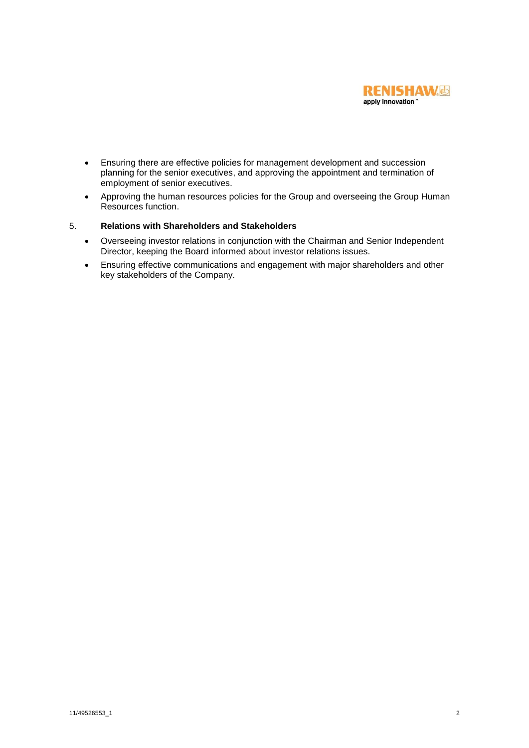- Ensuring there are effective policies for management development and succession planning for the senior executives, and approving the appointment and termination of employment of senior executives.
- Approving the human resources policies for the Group and overseeing the Group Human Resources function.

5. **Relations with Shareholders and Stakeholders**

- Overseeing investor relations in conjunction with the Chairman and Senior Independent Director, keeping the Board informed about investor relations issues.
- Ensuring effective communications and engagement with major shareholders and other key stakeholders of the Company.